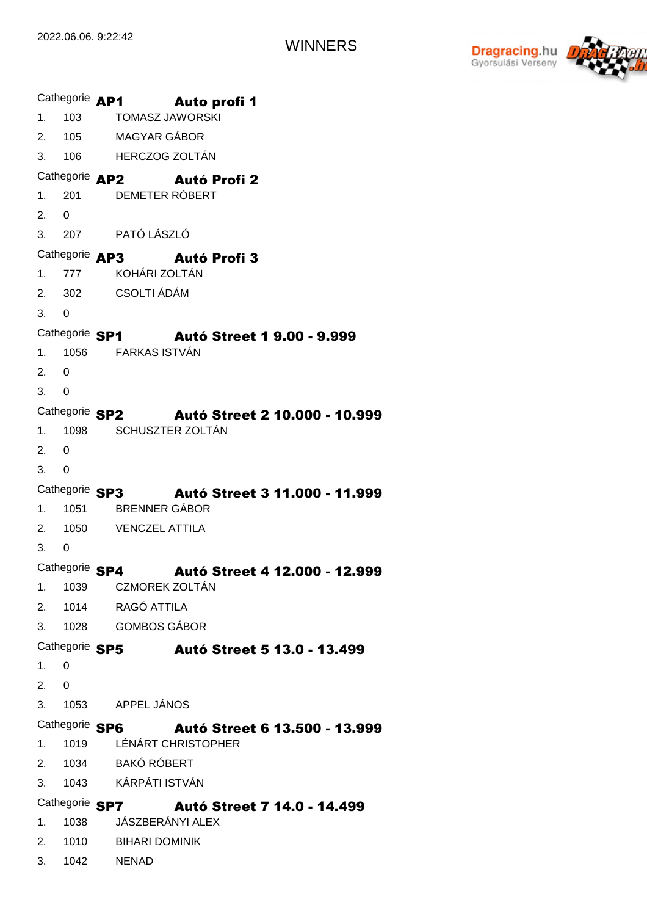2022.06.06. 9:22:42

# WINNERS

Dragracing.hu
Gyorsulási Verseny

## Cathegorie AP1 Auto profi 1

1. 103 TOMASZ JAWORSKI
2. 105 MAGYAR GÁBOR
3. 106 HERCZOG ZOLTÁN

## Cathegorie AP2 Autó Profi 2

1. 201 DEMETER RÓBERT
2. 0
3. 207 PATÓ LÁSZLÓ

## Cathegorie AP3 Autó Profi 3

1. 777 KOHÁRI ZOLTÁN
2. 302 CSOLTI ÁDÁM
3. 0

## Cathegorie SP1 Autó Street 1 9.00 - 9.999

1. 1056 FARKAS ISTVÁN
2. 0
3. 0

## Cathegorie SP2 Autó Street 2 10.000 - 10.999

1. 1098 SCHUSZTER ZOLTÁN
2. 0
3. 0

## Cathegorie SP3 Autó Street 3 11.000 - 11.999

1. 1051 BRENNER GÁBOR
2. 1050 VENCZEL ATTILA
3. 0

## Cathegorie SP4 Autó Street 4 12.000 - 12.999

1. 1039 CZMOREK ZOLTÁN
2. 1014 RAGÓ ATTILA
3. 1028 GOMBOS GÁBOR

## Cathegorie SP5 Autó Street 5 13.0 - 13.499

1. 0
2. 0
3. 1053 APPEL JÁNOS

## Cathegorie SP6 Autó Street 6 13.500 - 13.999

1. 1019 LÉNÁRT CHRISTOPHER
2. 1034 BAKÓ RÓBERT
3. 1043 KÁRPÁTI ISTVÁN

## Cathegorie SP7 Autó Street 7 14.0 - 14.499

1. 1038 JÁSZBERÁNYI ALEX
2. 1010 BIHARI DOMINIK
3. 1042 NENAD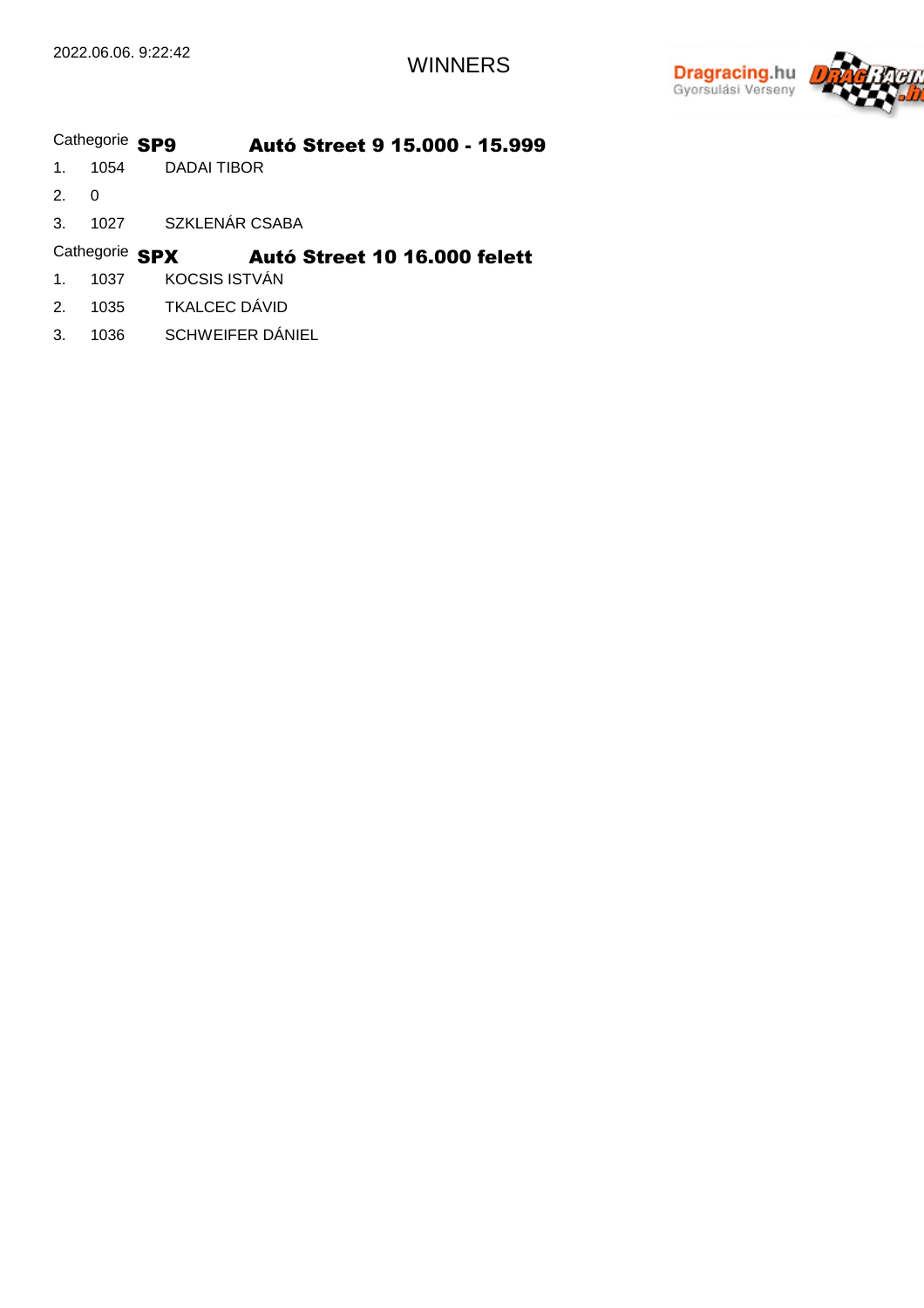2022.06.06. 9:22:42

# WINNERS

Cathegorie **SP9** **Autó Street 9 15.000 - 15.999**

| | | |
|---|---|---|
| 1. | 1054 | DADAI TIBOR |
| 2. | 0 | |
| 3. | 1027 | SZKLENÁR CSABA |

Cathegorie **SPX** **Autó Street 10 16.000 felett**

| | | |
|---|---|---|
| 1. | 1037 | KOCSIS ISTVÁN |
| 2. | 1035 | TKALCEC DÁVID |
| 3. | 1036 | SCHWEIFER DÁNIEL |